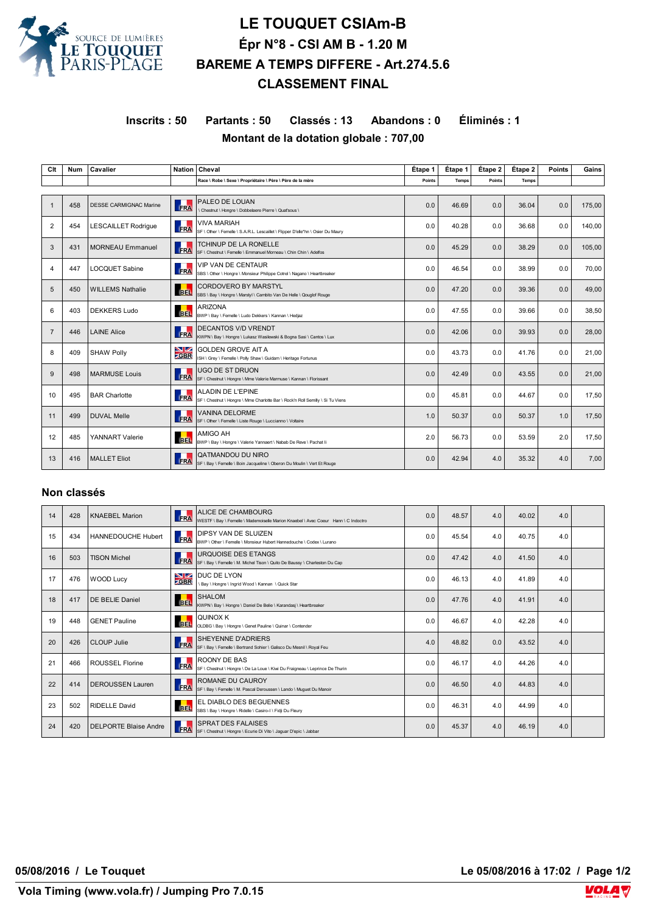# LE TOUQUET CSIAm-B

## Épr N°8 - CSI AM B - 1.20 M

## BAREME A TEMPS DIFFERE - Art.274.5.6

## CLASSEMENT FINAL

**Inscrits : 50 Partants : 50 Classés : 13 Abandons : 0 Éliminés : 1**

**Montant de la dotation globale : 707,00**

| Clt | Num | Cavalier | Nation | Cheval<br>Race \ Robe \ Sexe \ Propriétaire \ Père \ Père de la mère | Étape 1<br>Points | Étape 1<br>Temps | Étape 2<br>Points | Étape 2<br>Temps | Points | Gains |
|---|---|---|---|---|---|---|---|---|---|---|
| 1 | 458 | DESSE CARMIGNAC Marine | FRA | PALEO DE LOUAN<br>\ Chestnut \ Hongre \ Dobbelaere Pierre \ Quat'sous \ | 0.0 | 46.69 | 0.0 | 36.04 | 0.0 | 175,00 |
| 2 | 454 | LESCAILLET Rodrigue | FRA | VIVA MARIAH<br>SF \ Other \ Femelle \ S.A.R.L. Lescaillet \ Flipper D'elle*hn \ Osier Du Maury | 0.0 | 40.28 | 0.0 | 36.68 | 0.0 | 140,00 |
| 3 | 431 | MORNEAU Emmanuel | FRA | TCHINUP DE LA RONELLE<br>SF \ Chestnut \ Femelle \ Emmanuel Morneau \ Chin Chin \ Adelfos | 0.0 | 45.29 | 0.0 | 38.29 | 0.0 | 105,00 |
| 4 | 447 | LOCQUET Sabine | FRA | VIP VAN DE CENTAUR<br>SBS \ Other \ Hongre \ Monsieur Philippe Cotrel \ Nagano \ Heartbreaker | 0.0 | 46.54 | 0.0 | 38.99 | 0.0 | 70,00 |
| 5 | 450 | WILLEMS Nathalie | BEL | CORDOVERO BY MARSTYL<br>SBS \ Bay \ Hongre \ Marstyl \ Cambito Van De Helle \ Qouglof Rouge | 0.0 | 47.20 | 0.0 | 39.36 | 0.0 | 49,00 |
| 6 | 403 | DEKKERS Ludo | BEL | ARIZONA<br>BWP \ Bay \ Femelle \ Ludo Dekkers \ Kannan \ Hedjaz | 0.0 | 47.55 | 0.0 | 39.66 | 0.0 | 38,50 |
| 7 | 446 | LAINE Alice | FRA | DECANTOS V/D VRENDT<br>KWPN \ Bay \ Hongre \ Lukasz Wasilewski & Bogna Sasi \ Cantos \ Lux | 0.0 | 42.06 | 0.0 | 39.93 | 0.0 | 28,00 |
| 8 | 409 | SHAW Polly | GBR | GOLDEN GROVE AIT A<br>ISH \ Grey \ Femelle \ Polly Shaw \ Guidam \ Heritage Fortunus | 0.0 | 43.73 | 0.0 | 41.76 | 0.0 | 21,00 |
| 9 | 498 | MARMUSE Louis | FRA | UGO DE ST DRUON<br>SF \ Chestnut \ Hongre \ Mme Valerie Marmuse \ Kannan \ Florissant | 0.0 | 42.49 | 0.0 | 43.55 | 0.0 | 21,00 |
| 10 | 495 | BAR Charlotte | FRA | ALADIN DE L'EPINE<br>SF \ Chestnut \ Hongre \ Mme Charlotte Bar \ Rock'n Roll Semilly \ Si Tu Viens | 0.0 | 45.81 | 0.0 | 44.67 | 0.0 | 17,50 |
| 11 | 499 | DUVAL Melle | FRA | VANINA DELORME<br>SF \ Other \ Femelle \ Liste Rouge \ Luccianno \ Voltaire | 1.0 | 50.37 | 0.0 | 50.37 | 1.0 | 17,50 |
| 12 | 485 | YANNART Valerie | BEL | AMIGO AH<br>BWP \ Bay \ Hongre \ Valerie Yannaert \ Nabab De Reve \ Pachat Ii | 2.0 | 56.73 | 0.0 | 53.59 | 2.0 | 17,50 |
| 13 | 416 | MALLET Eliot | FRA | QATMANDOU DU NIRO<br>SF \ Bay \ Femelle \ Boin Jacqueline \ Oberon Du Moulin \ Vert Et Rouge | 0.0 | 42.94 | 4.0 | 35.32 | 4.0 | 7,00 |

## Non classés

| Clt | Num | Cavalier | Nation | Cheval<br>Race \ Robe \ Sexe \ Propriétaire \ Père \ Père de la mère | Étape 1<br>Points | Étape 1<br>Temps | Étape 2<br>Points | Étape 2<br>Temps | Points | Gains |
|---|---|---|---|---|---|---|---|---|---|---|
| 14 | 428 | KNAEBEL Marion | FRA | ALICE DE CHAMBOURG<br>WESTF \ Bay \ Femelle \ Mademoiselle Marion Knaebel \ Avec Coeur Hann \ C Indoctro | 0.0 | 48.57 | 4.0 | 40.02 | 4.0 | |
| 15 | 434 | HANNEDOUCHE Hubert | FRA | DIPSY VAN DE SLUIZEN<br>BWP \ Other \ Femelle \ Monsieur Hubert Hannedouche \ Codex \ Lurano | 0.0 | 45.54 | 4.0 | 40.75 | 4.0 | |
| 16 | 503 | TISON Michel | FRA | URQUOISE DES ETANGS<br>SF \ Bay \ Femelle \ M. Michel Tison \ Quito De Baussy \ Charleston Du Cap | 0.0 | 47.42 | 4.0 | 41.50 | 4.0 | |
| 17 | 476 | WOOD Lucy | GBR | DUC DE LYON<br>\ Bay \ Hongre \ Ingrid Wood \ Kannan \ Quick Star | 0.0 | 46.13 | 4.0 | 41.89 | 4.0 | |
| 18 | 417 | DE BELIE Daniel | BEL | SHALOM<br>KWPN \ Bay \ Hongre \ Daniel De Belie \ Karandasj \ Heartbreaker | 0.0 | 47.76 | 4.0 | 41.91 | 4.0 | |
| 19 | 448 | GENET Pauline | BEL | QUINOX K<br>OLDBG \ Bay \ Hongre \ Genet Pauline \ Quinar \ Contender | 0.0 | 46.67 | 4.0 | 42.28 | 4.0 | |
| 20 | 426 | CLOUP Julie | FRA | SHEYENNE D'ADRIERS<br>SF \ Bay \ Femelle \ Bertrand Sohier \ Galisco Du Mesnil \ Royal Feu | 4.0 | 48.82 | 0.0 | 43.52 | 4.0 | |
| 21 | 466 | ROUSSEL Florine | FRA | ROONY DE BAS<br>SF \ Chestnut \ Hongre \ De La Loue \ Kiwi Du Fraigneau \ Leprince De Thurin | 0.0 | 46.17 | 4.0 | 44.26 | 4.0 | |
| 22 | 414 | DEROUSSEN Lauren | FRA | ROMANE DU CAUROY<br>SF \ Bay \ Femelle \ M. Pascal Deroussen \ Lando \ Muguet Du Manoir | 0.0 | 46.50 | 4.0 | 44.83 | 4.0 | |
| 23 | 502 | RIDELLE David | BEL | EL DIABLO DES BEGUENNES<br>SBS \ Bay \ Hongre \ Ridelle \ Casiro-I \ Fidji Du Fleury | 0.0 | 46.31 | 4.0 | 44.99 | 4.0 | |
| 24 | 420 | DELPORTE Blaise Andre | FRA | SPRAT DES FALAISES<br>SF \ Chestnut \ Hongre \ Ecurie Di Vito \ Jaguar D'epic \ Jabbar | 0.0 | 45.37 | 4.0 | 46.19 | 4.0 | |

05/08/2016 / Le Touquet

Le 05/08/2016 à 17:02

Vola Timing (www.vola.fr) / Jumping Pro 7.0.15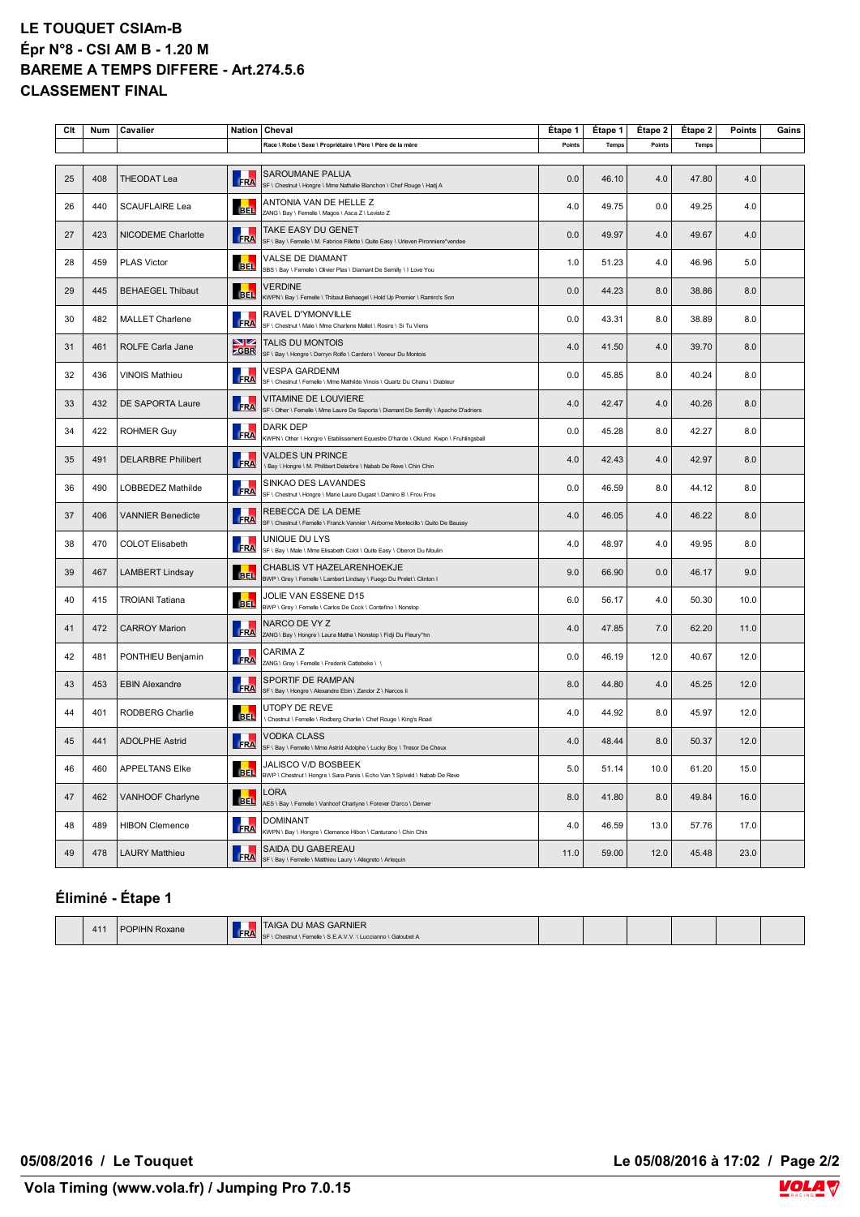# LE TOUQUET CSIAm-B
## Épr N°8 - CSI AM B - 1.20 M
## BAREME A TEMPS DIFFERE - Art.274.5.6
## CLASSEMENT FINAL

| Clt | Num | Cavalier | Nation | Cheval<br>Race \ Robe \ Sexe \ Propriétaire \ Père \ Père de la mère | Étape 1<br>Points | Étape 1<br>Temps | Étape 2<br>Points | Étape 2<br>Temps | Points | Gains |
|---|---|---|---|---|---|---|---|---|---|---|
| 25 | 408 | THEODAT Lea | FRA | SAROUMANE PALIJA<br>SF \ Chestnut \ Hongre \ Mme Nathalie Blanchon \ Chef Rouge \ Hadj A | 0.0 | 46.10 | 4.0 | 47.80 | 4.0 | |
| 26 | 440 | SCAUFLAIRE Lea | BEL | ANTONIA VAN DE HELLE Z<br>ZANG \ Bay \ Femelle \ Magos \ Asca Z \ Levisto Z | 4.0 | 49.75 | 0.0 | 49.25 | 4.0 | |
| 27 | 423 | NICODEME Charlotte | FRA | TAKE EASY DU GENET<br>SF \ Bay \ Femelle \ M. Fabrice Fillette \ Quite Easy \ Urleven Pironniere*vendee | 0.0 | 49.97 | 4.0 | 49.67 | 4.0 | |
| 28 | 459 | PLAS Victor | BEL | VALSE DE DIAMANT<br>SBS \ Bay \ Femelle \ Olivier Plas \ Diamant De Semilly \ I Love You | 1.0 | 51.23 | 4.0 | 46.96 | 5.0 | |
| 29 | 445 | BEHAEGEL Thibaut | BEL | VERDINE<br>KWPN \ Bay \ Femelle \ Thibaut Behaegel \ Hold Up Premier \ Ramiro's Son | 0.0 | 44.23 | 8.0 | 38.86 | 8.0 | |
| 30 | 482 | MALLET Charlene | FRA | RAVEL D'YMONVILLE<br>SF \ Chestnut \ Male \ Mme Charlene Mallet \ Rosire \ Si Tu Viens | 0.0 | 43.31 | 8.0 | 38.89 | 8.0 | |
| 31 | 461 | ROLFE Carla Jane | GBR | TALIS DU MONTOIS<br>SF \ Bay \ Hongre \ Derryn Rolfe \ Cardero \ Veneur Du Montois | 4.0 | 41.50 | 4.0 | 39.70 | 8.0 | |
| 32 | 436 | VINOIS Mathieu | FRA | VESPA GARDENM<br>SF \ Chestnut \ Femelle \ Mme Mathilde Vinois \ Quartz Du Chanu \ Diableur | 0.0 | 45.85 | 8.0 | 40.24 | 8.0 | |
| 33 | 432 | DE SAPORTA Laure | FRA | VITAMINE DE LOUVIERE<br>SF \ Other \ Femelle \ Mme Laure De Saporta \ Diamant De Semilly \ Apache D'adriers | 4.0 | 42.47 | 4.0 | 40.26 | 8.0 | |
| 34 | 422 | ROHMER Guy | FRA | DARK DEP<br>KWPN \ Other \ Hongre \ Etablissement Equestre D'harde \ Oklund Kwpn \ Fruhlingsball | 0.0 | 45.28 | 8.0 | 42.27 | 8.0 | |
| 35 | 491 | DELARBRE Philibert | FRA | VALDES UN PRINCE<br>\ Bay \ Hongre \ M. Philibert Delarbre \ Nabab De Reve \ Chin Chin | 4.0 | 42.43 | 4.0 | 42.97 | 8.0 | |
| 36 | 490 | LOBBEDEZ Mathilde | FRA | SINKAO DES LAVANDES<br>SF \ Chestnut \ Hongre \ Marie Laure Dugast \ Damiro B \ Frou Frou | 0.0 | 46.59 | 8.0 | 44.12 | 8.0 | |
| 37 | 406 | VANNIER Benedicte | FRA | REBECCA DE LA DEME<br>SF \ Chestnut \ Femelle \ Franck Vannier \ Airborne Montecillo \ Quito De Baussy | 4.0 | 46.05 | 4.0 | 46.22 | 8.0 | |
| 38 | 470 | COLOT Elisabeth | FRA | UNIQUE DU LYS<br>SF \ Bay \ Male \ Mme Elisabeth Colot \ Quite Easy \ Oberon Du Moulin | 4.0 | 48.97 | 4.0 | 49.95 | 8.0 | |
| 39 | 467 | LAMBERT Lindsay | BEL | CHABLIS VT HAZELARENHOEKJE<br>BWP \ Grey \ Femelle \ Lambert Lindsay \ Fuego Du Prelet \ Clinton I | 9.0 | 66.90 | 0.0 | 46.17 | 9.0 | |
| 40 | 415 | TROIANI Tatiana | BEL | JOLIE VAN ESSENE D15<br>BWP \ Grey \ Femelle \ Carlos De Cock \ Contefino \ Nonstop | 6.0 | 56.17 | 4.0 | 50.30 | 10.0 | |
| 41 | 472 | CARROY Marion | FRA | NARCO DE VY Z<br>ZANG \ Bay \ Hongre \ Laura Matha \ Nonstop \ Fidji Du Fleury*hn | 4.0 | 47.85 | 7.0 | 62.20 | 11.0 | |
| 42 | 481 | PONTHIEU Benjamin | FRA | CARIMA Z<br>ZANG \ Grey \ Femelle \ Frederik Cattebeke \ \ | 0.0 | 46.19 | 12.0 | 40.67 | 12.0 | |
| 43 | 453 | EBIN Alexandre | FRA | SPORTIF DE RAMPAN<br>SF \ Bay \ Hongre \ Alexandre Ebin \ Zandor Z \ Narcos Ii | 8.0 | 44.80 | 4.0 | 45.25 | 12.0 | |
| 44 | 401 | RODBERG Charlie | BEL | UTOPY DE REVE<br>\ Chestnut \ Femelle \ Rodberg Charlie \ Chef Rouge \ King's Road | 4.0 | 44.92 | 8.0 | 45.97 | 12.0 | |
| 45 | 441 | ADOLPHE Astrid | FRA | VODKA CLASS<br>SF \ Bay \ Femelle \ Mme Astrid Adolphe \ Lucky Boy \ Tresor De Cheux | 4.0 | 48.44 | 8.0 | 50.37 | 12.0 | |
| 46 | 460 | APPELTANS Elke | BEL | JALISCO V/D BOSBEEK<br>BWP \ Chestnut \ Hongre \ Sara Panis \ Echo Van 't Spievld \ Nabab De Reve | 5.0 | 51.14 | 10.0 | 61.20 | 15.0 | |
| 47 | 462 | VANHOOF Charlyne | BEL | LORA<br>AES \ Bay \ Femelle \ Vanhoof Charlyne \ Forever D'arco \ Denver | 8.0 | 41.80 | 8.0 | 49.84 | 16.0 | |
| 48 | 489 | HIBON Clemence | FRA | DOMINANT<br>KWPN \ Bay \ Hongre \ Clemence Hibon \ Canturano \ Chin Chin | 4.0 | 46.59 | 13.0 | 57.76 | 17.0 | |
| 49 | 478 | LAURY Matthieu | FRA | SAIDA DU GABEREAU<br>SF \ Bay \ Femelle \ Matthieu Laury \ Allegreto \ Arlequin | 11.0 | 59.00 | 12.0 | 45.48 | 23.0 | |

## Éliminé - Étape 1

| | | | | | | | | | | |
|---|---|---|---|---|---|---|---|---|---|---|
| | 411 | POPIHN Roxane | FRA | TAIGA DU MAS GARNIER<br>SF \ Chestnut \ Femelle \ S.E.A.V.V. \ Luccianno \ Galoubet A | | | | | | |

05/08/2016 / Le Touquet

Vola Timing (www.vola.fr) / Jumping Pro 7.0.15